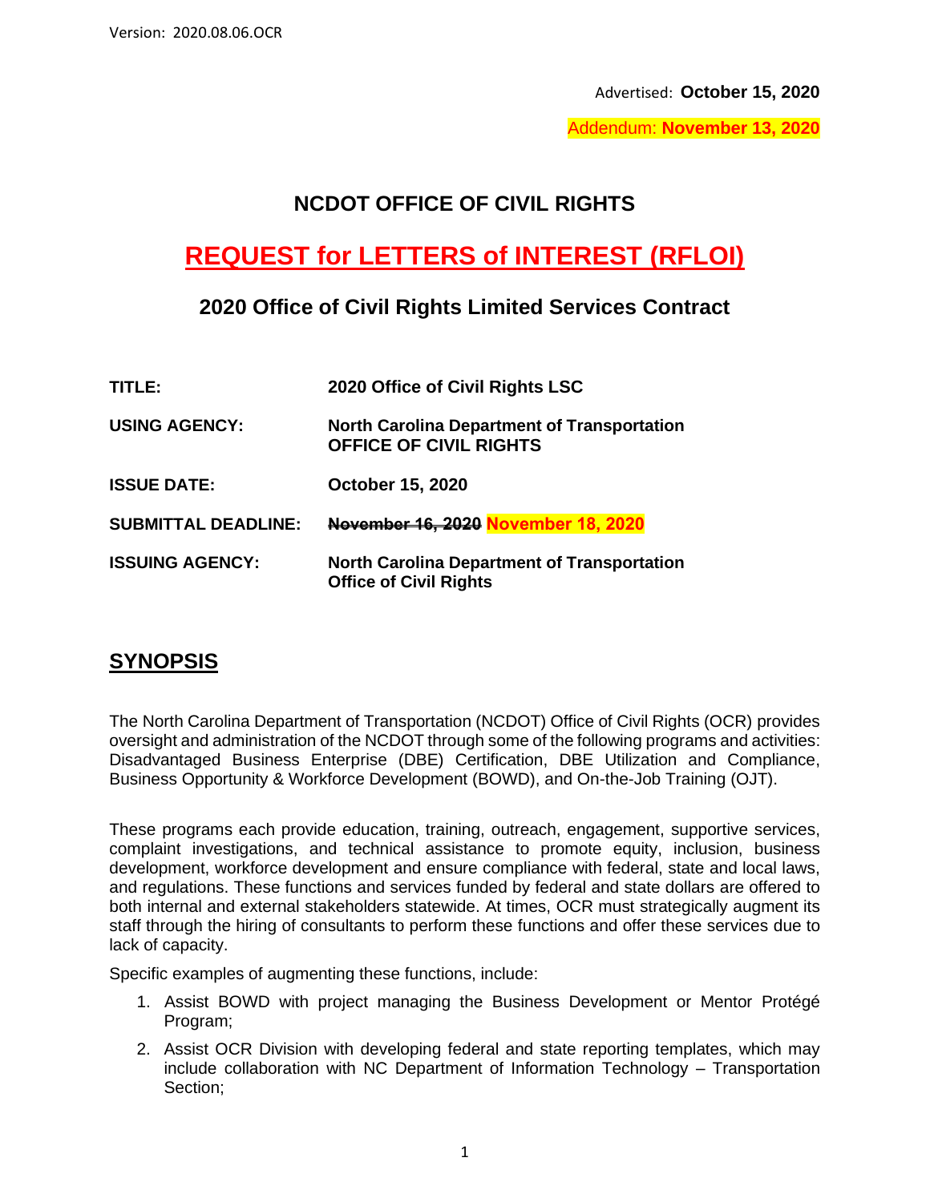Version: 2020.08.06.OCR

Advertised: **October 15, 2020**

Addendum: **November 13, 2020**

# NCDOT OFFICE OF CIVIL RIGHTS

# REQUEST for LETTERS of INTEREST (RFLOI)

## 2020 Office of Civil Rights Limited Services Contract

| | |
|---|---|
| **TITLE:** | **2020 Office of Civil Rights LSC** |
| **USING AGENCY:** | **North Carolina Department of Transportation OFFICE OF CIVIL RIGHTS** |
| **ISSUE DATE:** | **October 15, 2020** |
| **SUBMITTAL DEADLINE:** | ~~**November 16, 2020**~~ **November 18, 2020** |
| **ISSUING AGENCY:** | **North Carolina Department of Transportation Office of Civil Rights** |

## SYNOPSIS

The North Carolina Department of Transportation (NCDOT) Office of Civil Rights (OCR) provides oversight and administration of the NCDOT through some of the following programs and activities: Disadvantaged Business Enterprise (DBE) Certification, DBE Utilization and Compliance, Business Opportunity & Workforce Development (BOWD), and On-the-Job Training (OJT).

These programs each provide education, training, outreach, engagement, supportive services, complaint investigations, and technical assistance to promote equity, inclusion, business development, workforce development and ensure compliance with federal, state and local laws, and regulations. These functions and services funded by federal and state dollars are offered to both internal and external stakeholders statewide. At times, OCR must strategically augment its staff through the hiring of consultants to perform these functions and offer these services due to lack of capacity.

Specific examples of augmenting these functions, include:

1. Assist BOWD with project managing the Business Development or Mentor Protégé Program;
2. Assist OCR Division with developing federal and state reporting templates, which may include collaboration with NC Department of Information Technology – Transportation Section;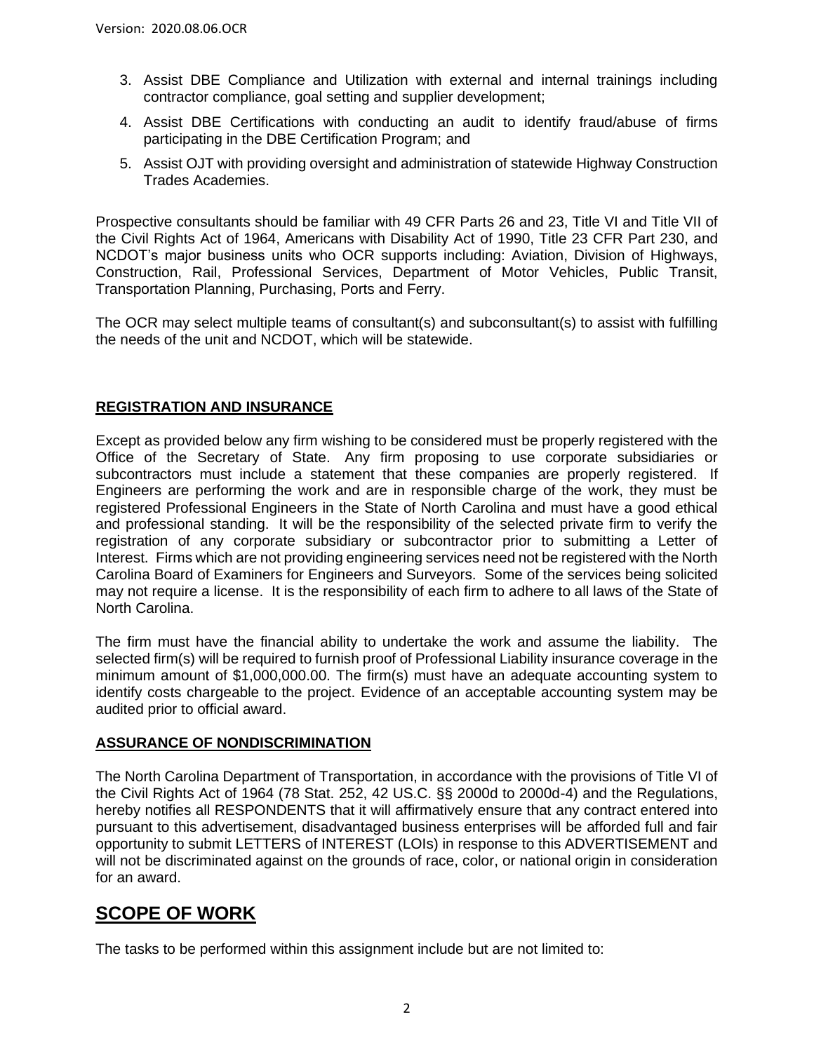3. Assist DBE Compliance and Utilization with external and internal trainings including contractor compliance, goal setting and supplier development;
4. Assist DBE Certifications with conducting an audit to identify fraud/abuse of firms participating in the DBE Certification Program; and
5. Assist OJT with providing oversight and administration of statewide Highway Construction Trades Academies.

Prospective consultants should be familiar with 49 CFR Parts 26 and 23, Title VI and Title VII of the Civil Rights Act of 1964, Americans with Disability Act of 1990, Title 23 CFR Part 230, and NCDOT's major business units who OCR supports including: Aviation, Division of Highways, Construction, Rail, Professional Services, Department of Motor Vehicles, Public Transit, Transportation Planning, Purchasing, Ports and Ferry.

The OCR may select multiple teams of consultant(s) and subconsultant(s) to assist with fulfilling the needs of the unit and NCDOT, which will be statewide.

**REGISTRATION AND INSURANCE**

Except as provided below any firm wishing to be considered must be properly registered with the Office of the Secretary of State. Any firm proposing to use corporate subsidiaries or subcontractors must include a statement that these companies are properly registered. If Engineers are performing the work and are in responsible charge of the work, they must be registered Professional Engineers in the State of North Carolina and must have a good ethical and professional standing. It will be the responsibility of the selected private firm to verify the registration of any corporate subsidiary or subcontractor prior to submitting a Letter of Interest. Firms which are not providing engineering services need not be registered with the North Carolina Board of Examiners for Engineers and Surveyors. Some of the services being solicited may not require a license. It is the responsibility of each firm to adhere to all laws of the State of North Carolina.

The firm must have the financial ability to undertake the work and assume the liability. The selected firm(s) will be required to furnish proof of Professional Liability insurance coverage in the minimum amount of $1,000,000.00. The firm(s) must have an adequate accounting system to identify costs chargeable to the project. Evidence of an acceptable accounting system may be audited prior to official award.

**ASSURANCE OF NONDISCRIMINATION**

The North Carolina Department of Transportation, in accordance with the provisions of Title VI of the Civil Rights Act of 1964 (78 Stat. 252, 42 US.C. §§ 2000d to 2000d-4) and the Regulations, hereby notifies all RESPONDENTS that it will affirmatively ensure that any contract entered into pursuant to this advertisement, disadvantaged business enterprises will be afforded full and fair opportunity to submit LETTERS of INTEREST (LOIs) in response to this ADVERTISEMENT and will not be discriminated against on the grounds of race, color, or national origin in consideration for an award.

## SCOPE OF WORK

The tasks to be performed within this assignment include but are not limited to: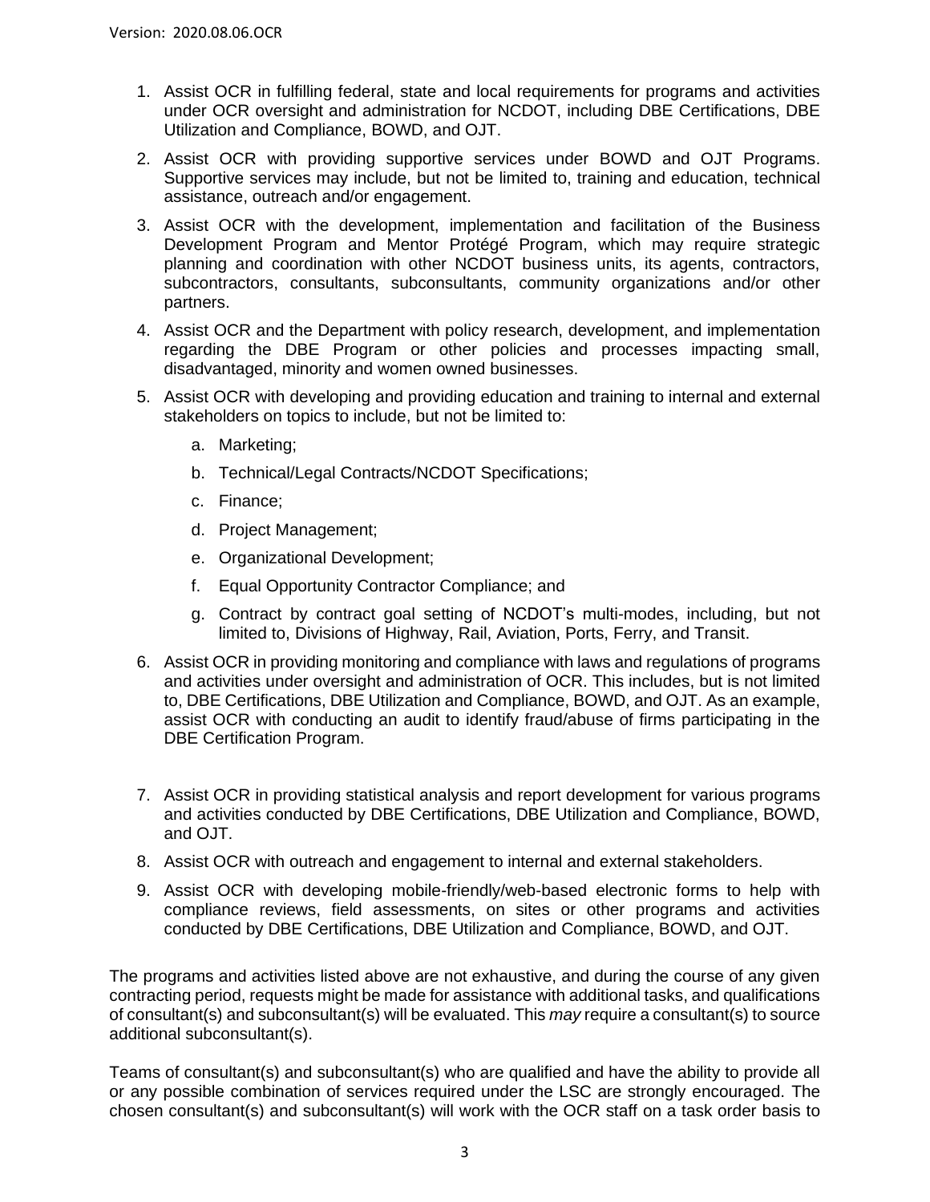1. Assist OCR in fulfilling federal, state and local requirements for programs and activities under OCR oversight and administration for NCDOT, including DBE Certifications, DBE Utilization and Compliance, BOWD, and OJT.
2. Assist OCR with providing supportive services under BOWD and OJT Programs. Supportive services may include, but not be limited to, training and education, technical assistance, outreach and/or engagement.
3. Assist OCR with the development, implementation and facilitation of the Business Development Program and Mentor Protégé Program, which may require strategic planning and coordination with other NCDOT business units, its agents, contractors, subcontractors, consultants, subconsultants, community organizations and/or other partners.
4. Assist OCR and the Department with policy research, development, and implementation regarding the DBE Program or other policies and processes impacting small, disadvantaged, minority and women owned businesses.
5. Assist OCR with developing and providing education and training to internal and external stakeholders on topics to include, but not be limited to:
   a. Marketing;
   b. Technical/Legal Contracts/NCDOT Specifications;
   c. Finance;
   d. Project Management;
   e. Organizational Development;
   f. Equal Opportunity Contractor Compliance; and
   g. Contract by contract goal setting of NCDOT's multi-modes, including, but not limited to, Divisions of Highway, Rail, Aviation, Ports, Ferry, and Transit.
6. Assist OCR in providing monitoring and compliance with laws and regulations of programs and activities under oversight and administration of OCR. This includes, but is not limited to, DBE Certifications, DBE Utilization and Compliance, BOWD, and OJT. As an example, assist OCR with conducting an audit to identify fraud/abuse of firms participating in the DBE Certification Program.
7. Assist OCR in providing statistical analysis and report development for various programs and activities conducted by DBE Certifications, DBE Utilization and Compliance, BOWD, and OJT.
8. Assist OCR with outreach and engagement to internal and external stakeholders.
9. Assist OCR with developing mobile-friendly/web-based electronic forms to help with compliance reviews, field assessments, on sites or other programs and activities conducted by DBE Certifications, DBE Utilization and Compliance, BOWD, and OJT.

The programs and activities listed above are not exhaustive, and during the course of any given contracting period, requests might be made for assistance with additional tasks, and qualifications of consultant(s) and subconsultant(s) will be evaluated. This *may* require a consultant(s) to source additional subconsultant(s).

Teams of consultant(s) and subconsultant(s) who are qualified and have the ability to provide all or any possible combination of services required under the LSC are strongly encouraged. The chosen consultant(s) and subconsultant(s) will work with the OCR staff on a task order basis to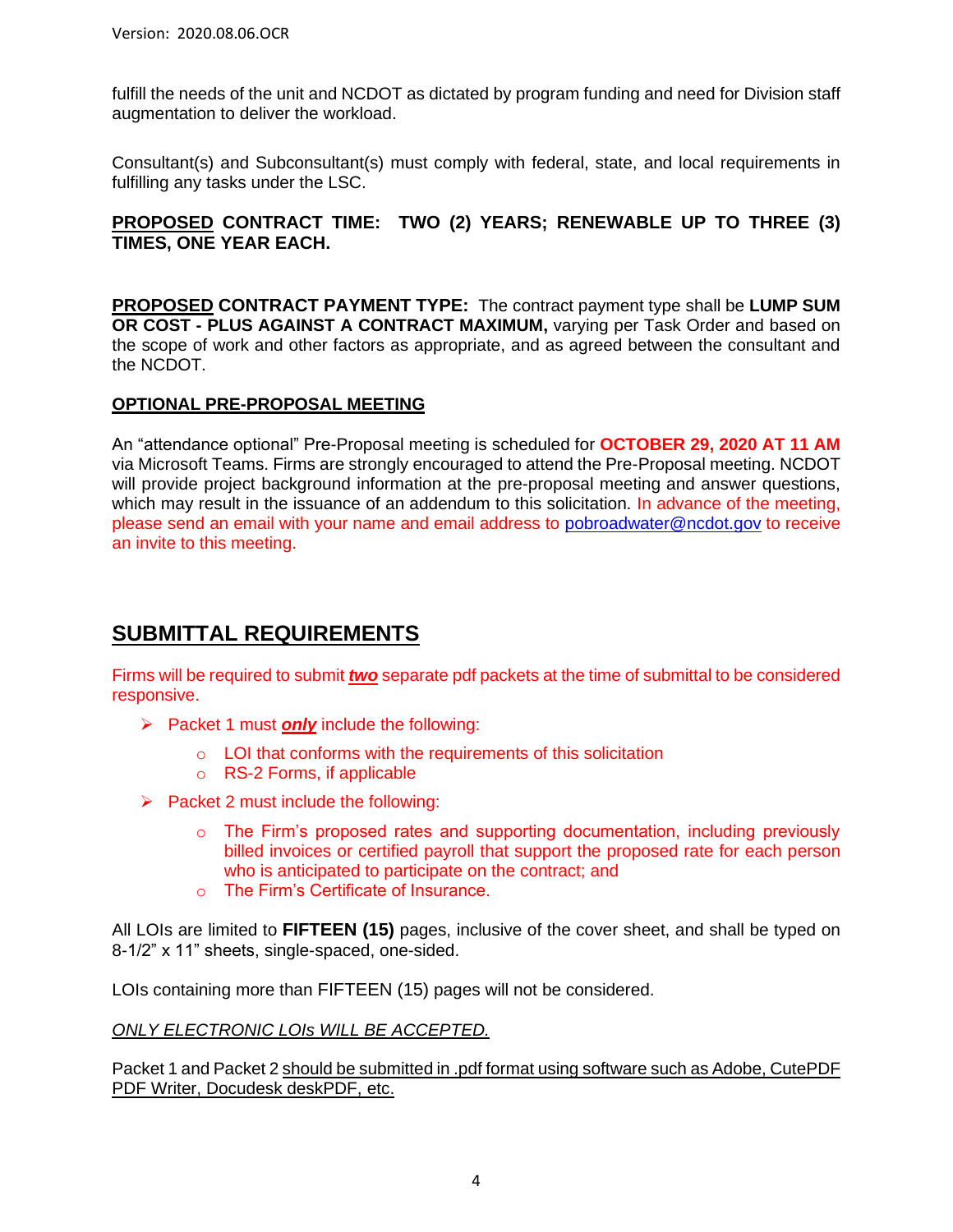fulfill the needs of the unit and NCDOT as dictated by program funding and need for Division staff augmentation to deliver the workload.

Consultant(s) and Subconsultant(s) must comply with federal, state, and local requirements in fulfilling any tasks under the LSC.

**PROPOSED CONTRACT TIME: TWO (2) YEARS; RENEWABLE UP TO THREE (3) TIMES, ONE YEAR EACH.**

**PROPOSED CONTRACT PAYMENT TYPE:** The contract payment type shall be **LUMP SUM OR COST - PLUS AGAINST A CONTRACT MAXIMUM,** varying per Task Order and based on the scope of work and other factors as appropriate, and as agreed between the consultant and the NCDOT.

**OPTIONAL PRE-PROPOSAL MEETING**

An "attendance optional" Pre-Proposal meeting is scheduled for **OCTOBER 29, 2020 AT 11 AM** via Microsoft Teams. Firms are strongly encouraged to attend the Pre-Proposal meeting. NCDOT will provide project background information at the pre-proposal meeting and answer questions, which may result in the issuance of an addendum to this solicitation. In advance of the meeting, please send an email with your name and email address to pobroadwater@ncdot.gov to receive an invite to this meeting.

## SUBMITTAL REQUIREMENTS

Firms will be required to submit ***two*** separate pdf packets at the time of submittal to be considered responsive.

- Packet 1 must ***only*** include the following:
  - LOI that conforms with the requirements of this solicitation
  - RS-2 Forms, if applicable
- Packet 2 must include the following:
  - The Firm's proposed rates and supporting documentation, including previously billed invoices or certified payroll that support the proposed rate for each person who is anticipated to participate on the contract; and
  - The Firm's Certificate of Insurance.

All LOIs are limited to **FIFTEEN (15)** pages, inclusive of the cover sheet, and shall be typed on 8-1/2" x 11" sheets, single-spaced, one-sided.

LOIs containing more than FIFTEEN (15) pages will not be considered.

*ONLY ELECTRONIC LOIs WILL BE ACCEPTED.*

Packet 1 and Packet 2 should be submitted in .pdf format using software such as Adobe, CutePDF PDF Writer, Docudesk deskPDF, etc.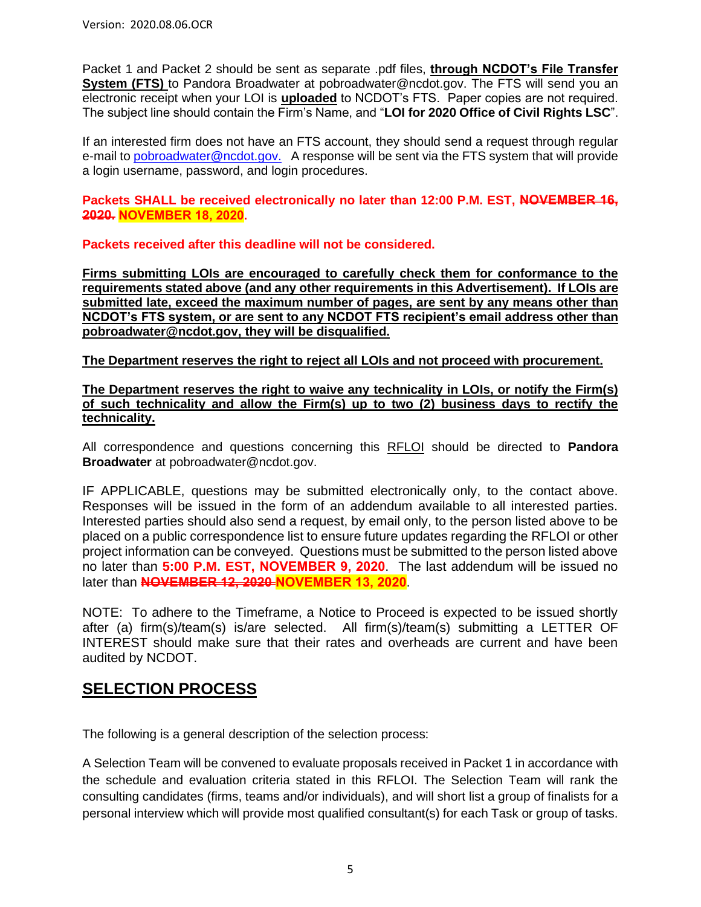Packet 1 and Packet 2 should be sent as separate .pdf files, **through NCDOT's File Transfer System (FTS)** to Pandora Broadwater at pobroadwater@ncdot.gov. The FTS will send you an electronic receipt when your LOI is **uploaded** to NCDOT's FTS. Paper copies are not required. The subject line should contain the Firm's Name, and "**LOI for 2020 Office of Civil Rights LSC**".

If an interested firm does not have an FTS account, they should send a request through regular e-mail to pobroadwater@ncdot.gov. A response will be sent via the FTS system that will provide a login username, password, and login procedures.

**Packets SHALL be received electronically no later than 12:00 P.M. EST, ~~NOVEMBER 16, 2020.~~ NOVEMBER 18, 2020.**

**Packets received after this deadline will not be considered.**

**Firms submitting LOIs are encouraged to carefully check them for conformance to the requirements stated above (and any other requirements in this Advertisement). If LOIs are submitted late, exceed the maximum number of pages, are sent by any means other than NCDOT's FTS system, or are sent to any NCDOT FTS recipient's email address other than pobroadwater@ncdot.gov, they will be disqualified.**

**The Department reserves the right to reject all LOIs and not proceed with procurement.**

**The Department reserves the right to waive any technicality in LOIs, or notify the Firm(s) of such technicality and allow the Firm(s) up to two (2) business days to rectify the technicality.**

All correspondence and questions concerning this RFLOI should be directed to **Pandora Broadwater** at pobroadwater@ncdot.gov.

IF APPLICABLE, questions may be submitted electronically only, to the contact above. Responses will be issued in the form of an addendum available to all interested parties. Interested parties should also send a request, by email only, to the person listed above to be placed on a public correspondence list to ensure future updates regarding the RFLOI or other project information can be conveyed. Questions must be submitted to the person listed above no later than **5:00 P.M. EST, NOVEMBER 9, 2020**. The last addendum will be issued no later than ~~**NOVEMBER 12, 2020**~~ **NOVEMBER 13, 2020**.

NOTE: To adhere to the Timeframe, a Notice to Proceed is expected to be issued shortly after (a) firm(s)/team(s) is/are selected. All firm(s)/team(s) submitting a LETTER OF INTEREST should make sure that their rates and overheads are current and have been audited by NCDOT.

## SELECTION PROCESS

The following is a general description of the selection process:

A Selection Team will be convened to evaluate proposals received in Packet 1 in accordance with the schedule and evaluation criteria stated in this RFLOI. The Selection Team will rank the consulting candidates (firms, teams and/or individuals), and will short list a group of finalists for a personal interview which will provide most qualified consultant(s) for each Task or group of tasks.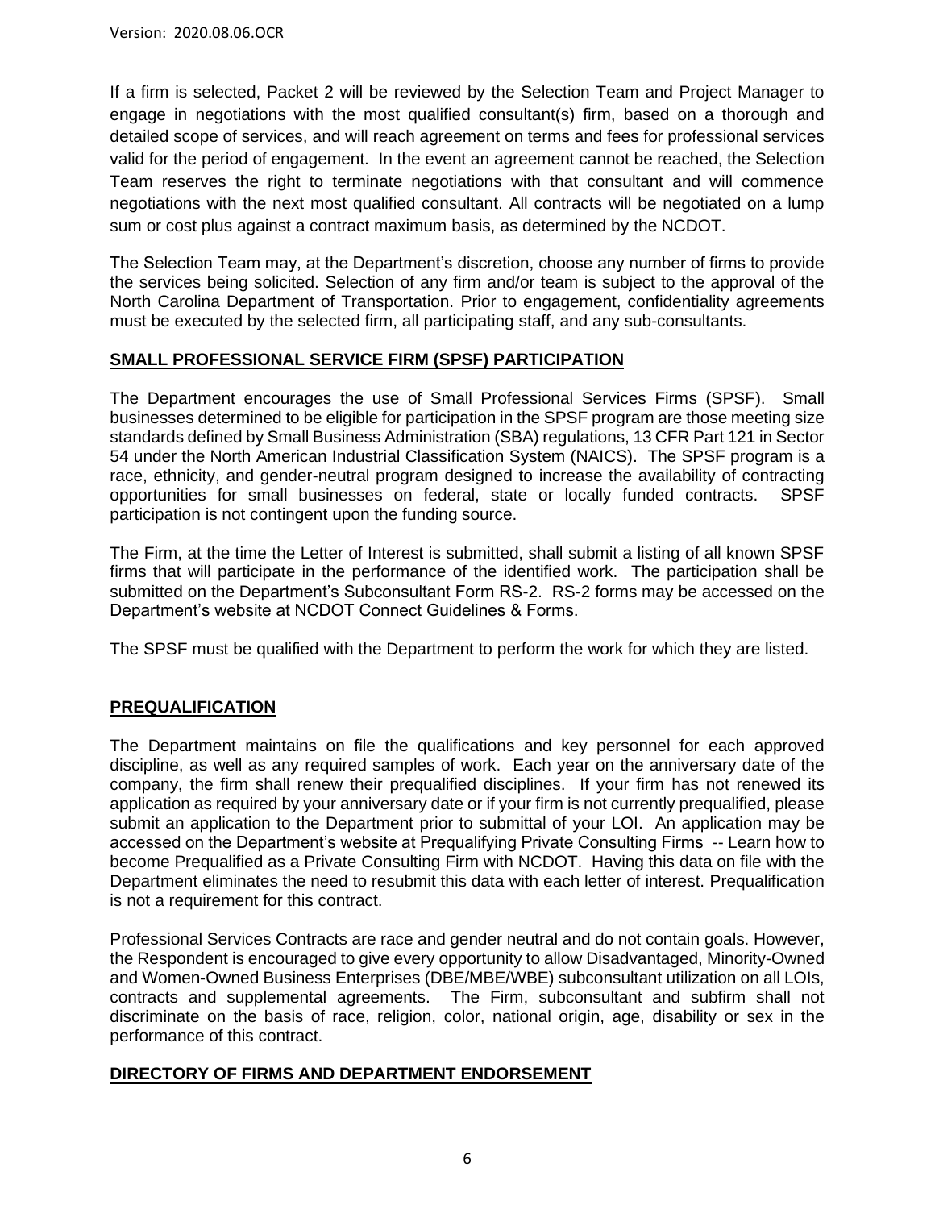If a firm is selected, Packet 2 will be reviewed by the Selection Team and Project Manager to engage in negotiations with the most qualified consultant(s) firm, based on a thorough and detailed scope of services, and will reach agreement on terms and fees for professional services valid for the period of engagement. In the event an agreement cannot be reached, the Selection Team reserves the right to terminate negotiations with that consultant and will commence negotiations with the next most qualified consultant. All contracts will be negotiated on a lump sum or cost plus against a contract maximum basis, as determined by the NCDOT.

The Selection Team may, at the Department's discretion, choose any number of firms to provide the services being solicited. Selection of any firm and/or team is subject to the approval of the North Carolina Department of Transportation. Prior to engagement, confidentiality agreements must be executed by the selected firm, all participating staff, and any sub-consultants.

## SMALL PROFESSIONAL SERVICE FIRM (SPSF) PARTICIPATION

The Department encourages the use of Small Professional Services Firms (SPSF). Small businesses determined to be eligible for participation in the SPSF program are those meeting size standards defined by Small Business Administration (SBA) regulations, 13 CFR Part 121 in Sector 54 under the North American Industrial Classification System (NAICS). The SPSF program is a race, ethnicity, and gender-neutral program designed to increase the availability of contracting opportunities for small businesses on federal, state or locally funded contracts. SPSF participation is not contingent upon the funding source.

The Firm, at the time the Letter of Interest is submitted, shall submit a listing of all known SPSF firms that will participate in the performance of the identified work. The participation shall be submitted on the Department's Subconsultant Form RS-2. RS-2 forms may be accessed on the Department's website at NCDOT Connect Guidelines & Forms.

The SPSF must be qualified with the Department to perform the work for which they are listed.

## PREQUALIFICATION

The Department maintains on file the qualifications and key personnel for each approved discipline, as well as any required samples of work. Each year on the anniversary date of the company, the firm shall renew their prequalified disciplines. If your firm has not renewed its application as required by your anniversary date or if your firm is not currently prequalified, please submit an application to the Department prior to submittal of your LOI. An application may be accessed on the Department's website at Prequalifying Private Consulting Firms -- Learn how to become Prequalified as a Private Consulting Firm with NCDOT. Having this data on file with the Department eliminates the need to resubmit this data with each letter of interest. Prequalification is not a requirement for this contract.

Professional Services Contracts are race and gender neutral and do not contain goals. However, the Respondent is encouraged to give every opportunity to allow Disadvantaged, Minority-Owned and Women-Owned Business Enterprises (DBE/MBE/WBE) subconsultant utilization on all LOIs, contracts and supplemental agreements. The Firm, subconsultant and subfirm shall not discriminate on the basis of race, religion, color, national origin, age, disability or sex in the performance of this contract.

## DIRECTORY OF FIRMS AND DEPARTMENT ENDORSEMENT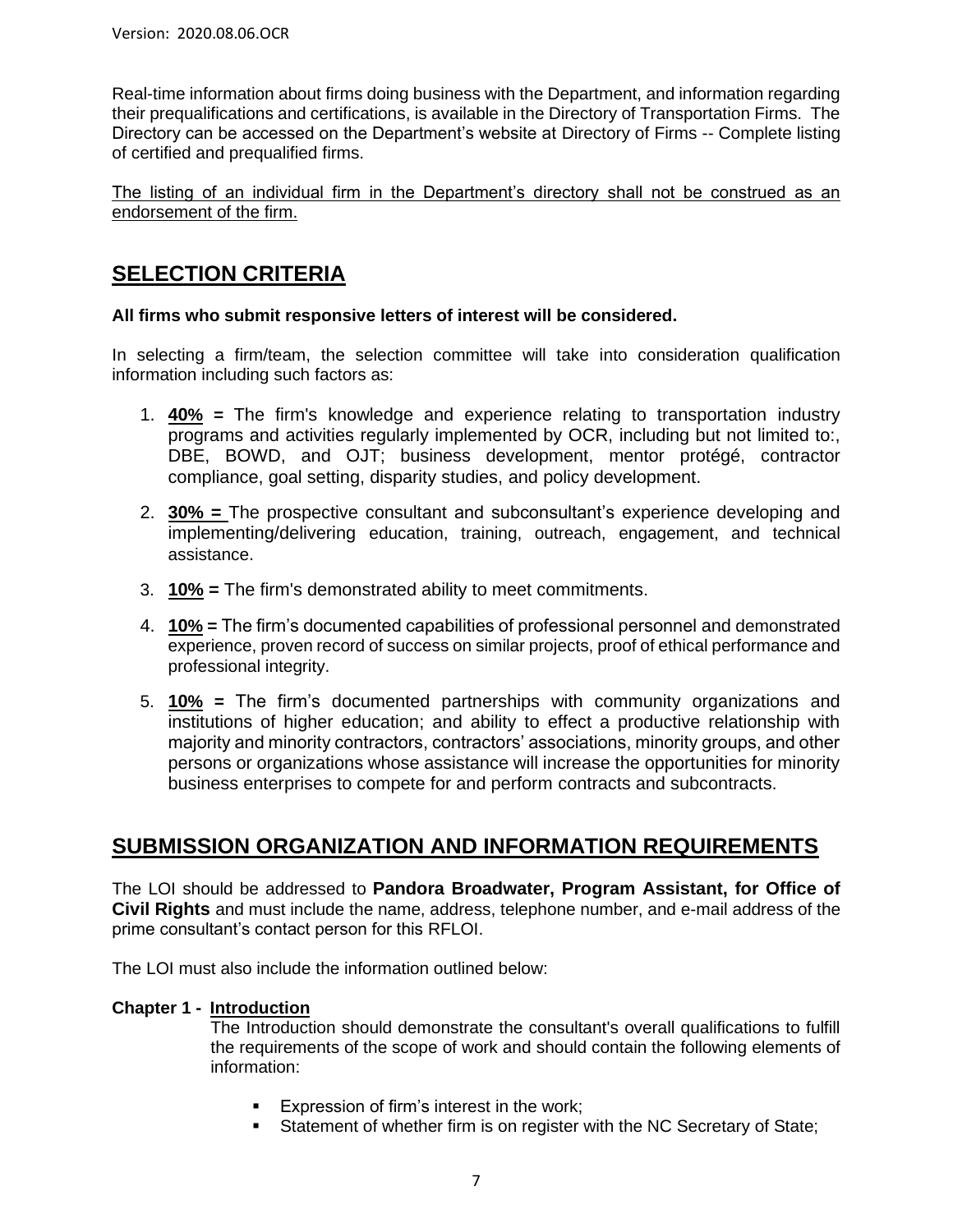Real-time information about firms doing business with the Department, and information regarding their prequalifications and certifications, is available in the Directory of Transportation Firms. The Directory can be accessed on the Department's website at Directory of Firms -- Complete listing of certified and prequalified firms.

The listing of an individual firm in the Department's directory shall not be construed as an endorsement of the firm.

## SELECTION CRITERIA

**All firms who submit responsive letters of interest will be considered.**

In selecting a firm/team, the selection committee will take into consideration qualification information including such factors as:

1. **40% =** The firm's knowledge and experience relating to transportation industry programs and activities regularly implemented by OCR, including but not limited to:, DBE, BOWD, and OJT; business development, mentor protégé, contractor compliance, goal setting, disparity studies, and policy development.
2. **30% =** The prospective consultant and subconsultant's experience developing and implementing/delivering education, training, outreach, engagement, and technical assistance.
3. **10% =** The firm's demonstrated ability to meet commitments.
4. **10% =** The firm's documented capabilities of professional personnel and demonstrated experience, proven record of success on similar projects, proof of ethical performance and professional integrity.
5. **10% =** The firm's documented partnerships with community organizations and institutions of higher education; and ability to effect a productive relationship with majority and minority contractors, contractors' associations, minority groups, and other persons or organizations whose assistance will increase the opportunities for minority business enterprises to compete for and perform contracts and subcontracts.

## SUBMISSION ORGANIZATION AND INFORMATION REQUIREMENTS

The LOI should be addressed to **Pandora Broadwater, Program Assistant, for Office of Civil Rights** and must include the name, address, telephone number, and e-mail address of the prime consultant's contact person for this RFLOI.

The LOI must also include the information outlined below:

**Chapter 1 - Introduction**

The Introduction should demonstrate the consultant's overall qualifications to fulfill the requirements of the scope of work and should contain the following elements of information:

- Expression of firm's interest in the work;
- Statement of whether firm is on register with the NC Secretary of State;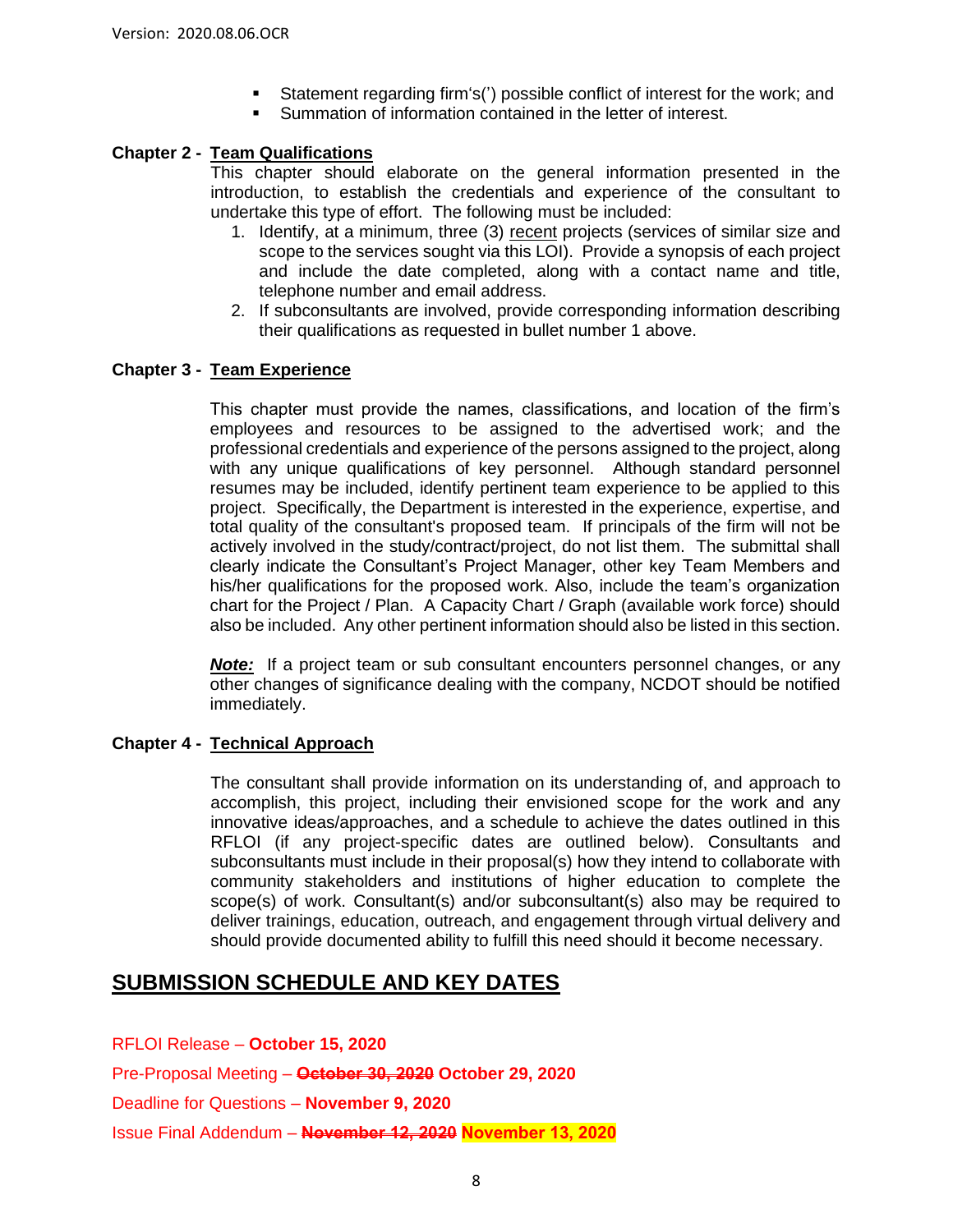- Statement regarding firm's(') possible conflict of interest for the work; and
- Summation of information contained in the letter of interest.

**Chapter 2 - Team Qualifications**

This chapter should elaborate on the general information presented in the introduction, to establish the credentials and experience of the consultant to undertake this type of effort. The following must be included:

1. Identify, at a minimum, three (3) recent projects (services of similar size and scope to the services sought via this LOI). Provide a synopsis of each project and include the date completed, along with a contact name and title, telephone number and email address.
2. If subconsultants are involved, provide corresponding information describing their qualifications as requested in bullet number 1 above.

**Chapter 3 - Team Experience**

This chapter must provide the names, classifications, and location of the firm's employees and resources to be assigned to the advertised work; and the professional credentials and experience of the persons assigned to the project, along with any unique qualifications of key personnel. Although standard personnel resumes may be included, identify pertinent team experience to be applied to this project. Specifically, the Department is interested in the experience, expertise, and total quality of the consultant's proposed team. If principals of the firm will not be actively involved in the study/contract/project, do not list them. The submittal shall clearly indicate the Consultant's Project Manager, other key Team Members and his/her qualifications for the proposed work. Also, include the team's organization chart for the Project / Plan. A Capacity Chart / Graph (available work force) should also be included. Any other pertinent information should also be listed in this section.

***Note:*** If a project team or sub consultant encounters personnel changes, or any other changes of significance dealing with the company, NCDOT should be notified immediately.

**Chapter 4 - Technical Approach**

The consultant shall provide information on its understanding of, and approach to accomplish, this project, including their envisioned scope for the work and any innovative ideas/approaches, and a schedule to achieve the dates outlined in this RFLOI (if any project-specific dates are outlined below). Consultants and subconsultants must include in their proposal(s) how they intend to collaborate with community stakeholders and institutions of higher education to complete the scope(s) of work. Consultant(s) and/or subconsultant(s) also may be required to deliver trainings, education, outreach, and engagement through virtual delivery and should provide documented ability to fulfill this need should it become necessary.

## SUBMISSION SCHEDULE AND KEY DATES

RFLOI Release – **October 15, 2020**

Pre-Proposal Meeting – ~~**October 30, 2020**~~ **October 29, 2020**

Deadline for Questions – **November 9, 2020**

Issue Final Addendum – ~~**November 12, 2020**~~ **November 13, 2020**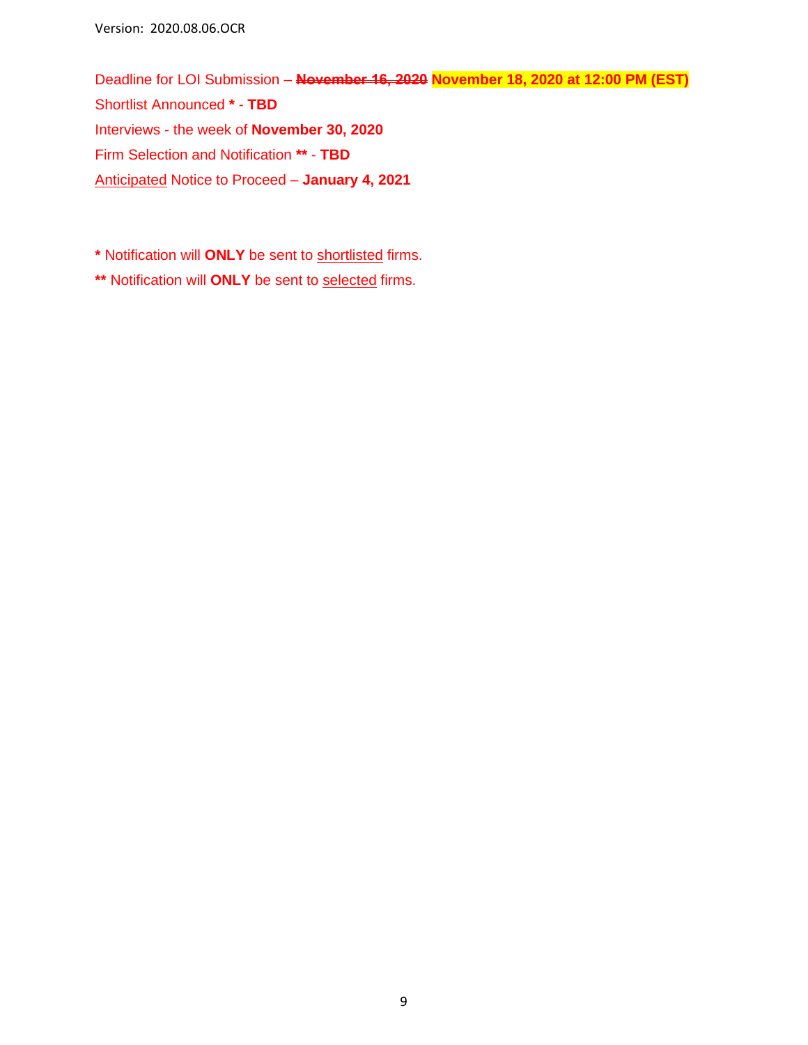Deadline for LOI Submission – ~~**November 16, 2020**~~ **November 18, 2020 at 12:00 PM (EST)**

Shortlist Announced **\*** - **TBD**

Interviews - the week of **November 30, 2020**

Firm Selection and Notification **\*\*** - **TBD**

Anticipated Notice to Proceed – **January 4, 2021**

**\*** Notification will **ONLY** be sent to shortlisted firms.

**\*\*** Notification will **ONLY** be sent to selected firms.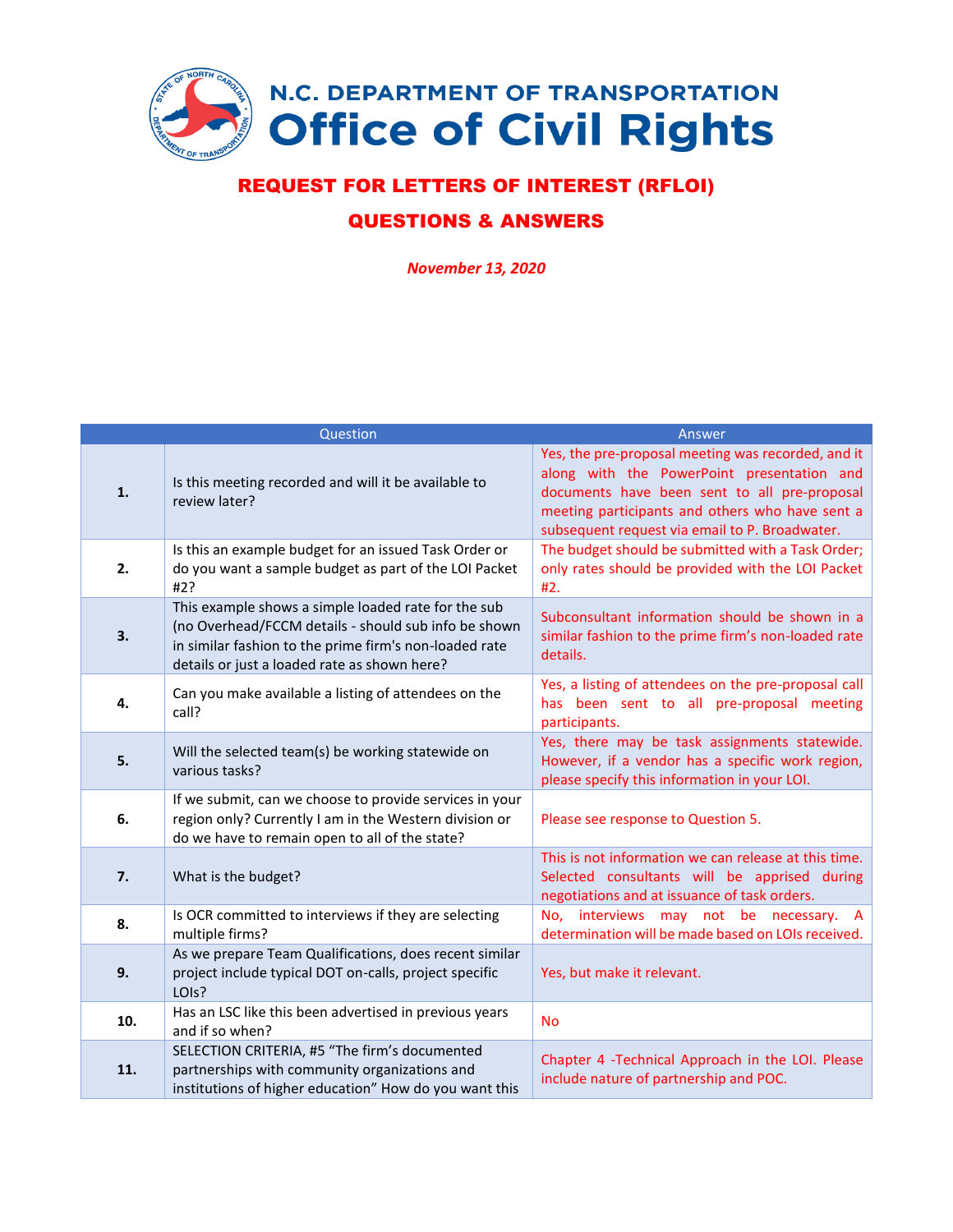# N.C. DEPARTMENT OF TRANSPORTATION
# Office of Civil Rights

## REQUEST FOR LETTERS OF INTEREST (RFLOI)

## QUESTIONS & ANSWERS

*November 13, 2020*

| | Question | Answer |
|---|---|---|
| **1.** | Is this meeting recorded and will it be available to review later? | Yes, the pre-proposal meeting was recorded, and it along with the PowerPoint presentation and documents have been sent to all pre-proposal meeting participants and others who have sent a subsequent request via email to P. Broadwater. |
| **2.** | Is this an example budget for an issued Task Order or do you want a sample budget as part of the LOI Packet #2? | The budget should be submitted with a Task Order; only rates should be provided with the LOI Packet #2. |
| **3.** | This example shows a simple loaded rate for the sub (no Overhead/FCCM details - should sub info be shown in similar fashion to the prime firm's non-loaded rate details or just a loaded rate as shown here? | Subconsultant information should be shown in a similar fashion to the prime firm's non-loaded rate details. |
| **4.** | Can you make available a listing of attendees on the call? | Yes, a listing of attendees on the pre-proposal call has been sent to all pre-proposal meeting participants. |
| **5.** | Will the selected team(s) be working statewide on various tasks? | Yes, there may be task assignments statewide. However, if a vendor has a specific work region, please specify this information in your LOI. |
| **6.** | If we submit, can we choose to provide services in your region only? Currently I am in the Western division or do we have to remain open to all of the state? | Please see response to Question 5. |
| **7.** | What is the budget? | This is not information we can release at this time. Selected consultants will be apprised during negotiations and at issuance of task orders. |
| **8.** | Is OCR committed to interviews if they are selecting multiple firms? | No, interviews may not be necessary. A determination will be made based on LOIs received. |
| **9.** | As we prepare Team Qualifications, does recent similar project include typical DOT on-calls, project specific LOIs? | Yes, but make it relevant. |
| **10.** | Has an LSC like this been advertised in previous years and if so when? | No |
| **11.** | SELECTION CRITERIA, #5 "The firm's documented partnerships with community organizations and institutions of higher education" How do you want this | Chapter 4 -Technical Approach in the LOI. Please include nature of partnership and POC. |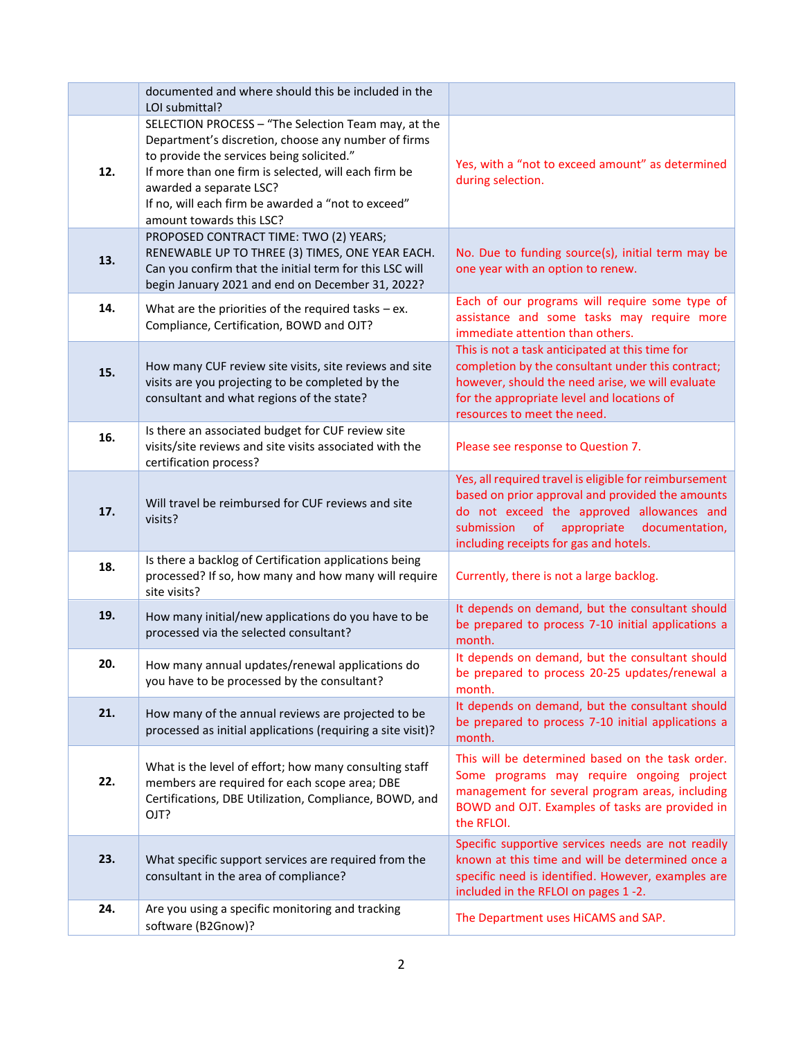| | | |
|---|---|---|
| | documented and where should this be included in the LOI submittal? | |
| **12.** | SELECTION PROCESS – "The Selection Team may, at the Department's discretion, choose any number of firms to provide the services being solicited." If more than one firm is selected, will each firm be awarded a separate LSC? If no, will each firm be awarded a "not to exceed" amount towards this LSC? | Yes, with a "not to exceed amount" as determined during selection. |
| **13.** | PROPOSED CONTRACT TIME: TWO (2) YEARS; RENEWABLE UP TO THREE (3) TIMES, ONE YEAR EACH. Can you confirm that the initial term for this LSC will begin January 2021 and end on December 31, 2022? | No. Due to funding source(s), initial term may be one year with an option to renew. |
| **14.** | What are the priorities of the required tasks – ex. Compliance, Certification, BOWD and OJT? | Each of our programs will require some type of assistance and some tasks may require more immediate attention than others. |
| **15.** | How many CUF review site visits, site reviews and site visits are you projecting to be completed by the consultant and what regions of the state? | This is not a task anticipated at this time for completion by the consultant under this contract; however, should the need arise, we will evaluate for the appropriate level and locations of resources to meet the need. |
| **16.** | Is there an associated budget for CUF review site visits/site reviews and site visits associated with the certification process? | Please see response to Question 7. |
| **17.** | Will travel be reimbursed for CUF reviews and site visits? | Yes, all required travel is eligible for reimbursement based on prior approval and provided the amounts do not exceed the approved allowances and submission of appropriate documentation, including receipts for gas and hotels. |
| **18.** | Is there a backlog of Certification applications being processed? If so, how many and how many will require site visits? | Currently, there is not a large backlog. |
| **19.** | How many initial/new applications do you have to be processed via the selected consultant? | It depends on demand, but the consultant should be prepared to process 7-10 initial applications a month. |
| **20.** | How many annual updates/renewal applications do you have to be processed by the consultant? | It depends on demand, but the consultant should be prepared to process 20-25 updates/renewal a month. |
| **21.** | How many of the annual reviews are projected to be processed as initial applications (requiring a site visit)? | It depends on demand, but the consultant should be prepared to process 7-10 initial applications a month. |
| **22.** | What is the level of effort; how many consulting staff members are required for each scope area; DBE Certifications, DBE Utilization, Compliance, BOWD, and OJT? | This will be determined based on the task order. Some programs may require ongoing project management for several program areas, including BOWD and OJT. Examples of tasks are provided in the RFLOI. |
| **23.** | What specific support services are required from the consultant in the area of compliance? | Specific supportive services needs are not readily known at this time and will be determined once a specific need is identified. However, examples are included in the RFLOI on pages 1 -2. |
| **24.** | Are you using a specific monitoring and tracking software (B2Gnow)? | The Department uses HiCAMS and SAP. |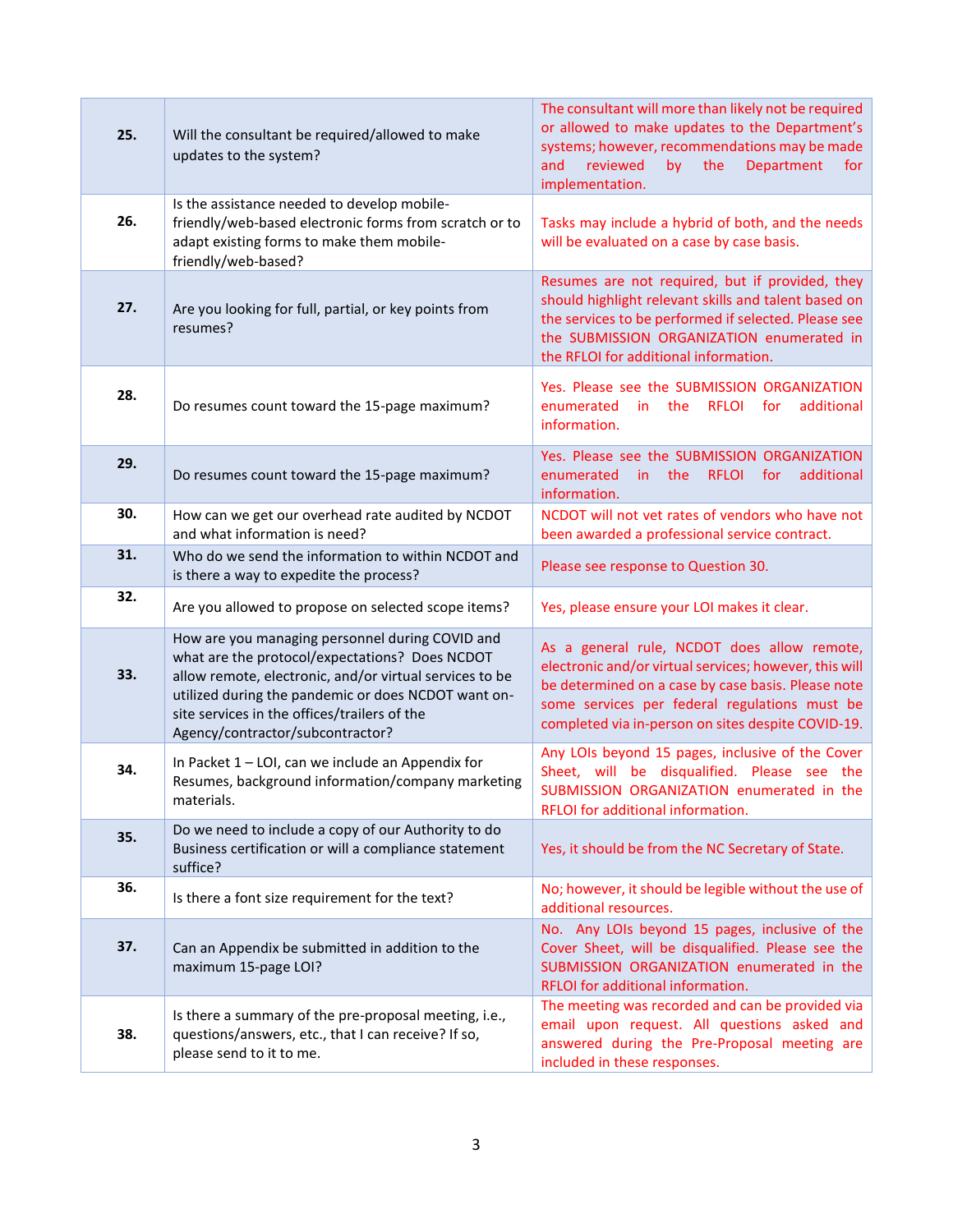| | | |
|---|---|---|
| **25.** | Will the consultant be required/allowed to make updates to the system? | The consultant will more than likely not be required or allowed to make updates to the Department's systems; however, recommendations may be made and reviewed by the Department for implementation. |
| **26.** | Is the assistance needed to develop mobile-friendly/web-based electronic forms from scratch or to adapt existing forms to make them mobile-friendly/web-based? | Tasks may include a hybrid of both, and the needs will be evaluated on a case by case basis. |
| **27.** | Are you looking for full, partial, or key points from resumes? | Resumes are not required, but if provided, they should highlight relevant skills and talent based on the services to be performed if selected. Please see the SUBMISSION ORGANIZATION enumerated in the RFLOI for additional information. |
| **28.** | Do resumes count toward the 15-page maximum? | Yes. Please see the SUBMISSION ORGANIZATION enumerated in the RFLOI for additional information. |
| **29.** | Do resumes count toward the 15-page maximum? | Yes. Please see the SUBMISSION ORGANIZATION enumerated in the RFLOI for additional information. |
| **30.** | How can we get our overhead rate audited by NCDOT and what information is need? | NCDOT will not vet rates of vendors who have not been awarded a professional service contract. |
| **31.** | Who do we send the information to within NCDOT and is there a way to expedite the process? | Please see response to Question 30. |
| **32.** | Are you allowed to propose on selected scope items? | Yes, please ensure your LOI makes it clear. |
| **33.** | How are you managing personnel during COVID and what are the protocol/expectations? Does NCDOT allow remote, electronic, and/or virtual services to be utilized during the pandemic or does NCDOT want on-site services in the offices/trailers of the Agency/contractor/subcontractor? | As a general rule, NCDOT does allow remote, electronic and/or virtual services; however, this will be determined on a case by case basis. Please note some services per federal regulations must be completed via in-person on sites despite COVID-19. |
| **34.** | In Packet 1 – LOI, can we include an Appendix for Resumes, background information/company marketing materials. | Any LOIs beyond 15 pages, inclusive of the Cover Sheet, will be disqualified. Please see the SUBMISSION ORGANIZATION enumerated in the RFLOI for additional information. |
| **35.** | Do we need to include a copy of our Authority to do Business certification or will a compliance statement suffice? | Yes, it should be from the NC Secretary of State. |
| **36.** | Is there a font size requirement for the text? | No; however, it should be legible without the use of additional resources. |
| **37.** | Can an Appendix be submitted in addition to the maximum 15-page LOI? | No. Any LOIs beyond 15 pages, inclusive of the Cover Sheet, will be disqualified. Please see the SUBMISSION ORGANIZATION enumerated in the RFLOI for additional information. |
| **38.** | Is there a summary of the pre-proposal meeting, i.e., questions/answers, etc., that I can receive? If so, please send to it to me. | The meeting was recorded and can be provided via email upon request. All questions asked and answered during the Pre-Proposal meeting are included in these responses. |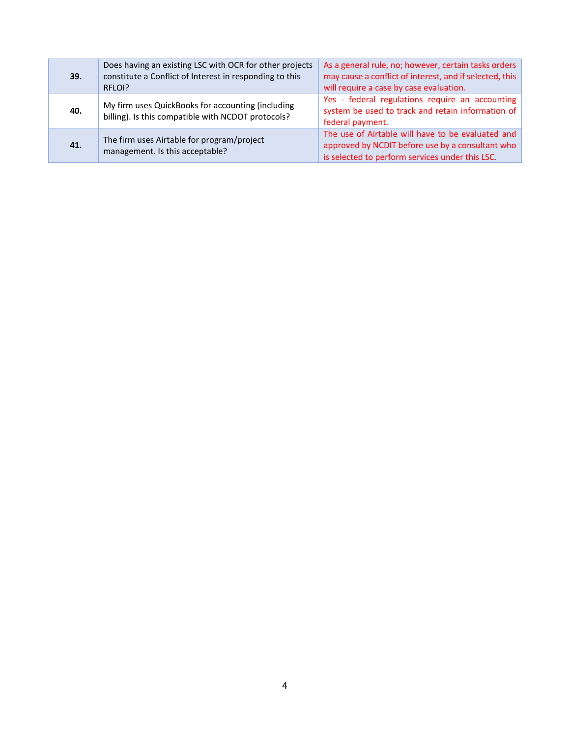| | | |
|---|---|---|
| **39.** | Does having an existing LSC with OCR for other projects constitute a Conflict of Interest in responding to this RFLOI? | As a general rule, no; however, certain tasks orders may cause a conflict of interest, and if selected, this will require a case by case evaluation. |
| **40.** | My firm uses QuickBooks for accounting (including billing). Is this compatible with NCDOT protocols? | Yes - federal regulations require an accounting system be used to track and retain information of federal payment. |
| **41.** | The firm uses Airtable for program/project management. Is this acceptable? | The use of Airtable will have to be evaluated and approved by NCDIT before use by a consultant who is selected to perform services under this LSC. |